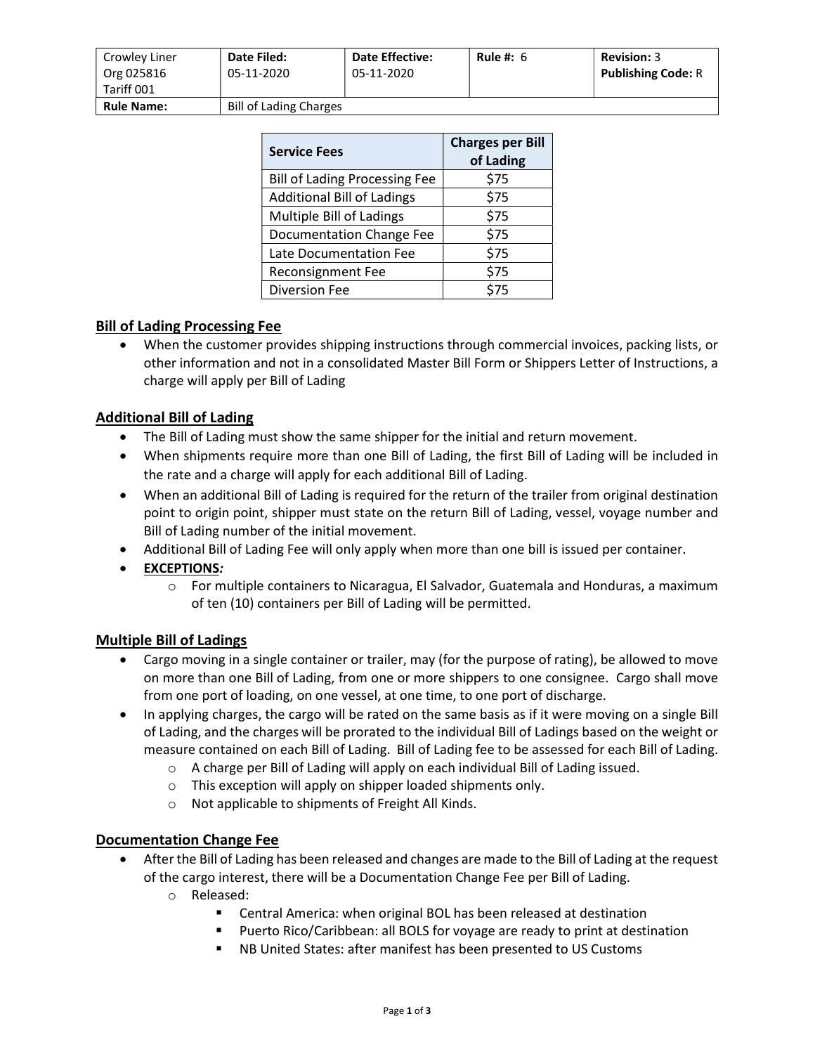| Crowley Liner Org 025816 Tariff 001 | **Date Filed:** 05-11-2020 | **Date Effective:** 05-11-2020 | **Rule #:** 6 | **Revision:** 3 **Publishing Code:** R |
|---|---|---|---|---|
| **Rule Name:** | Bill of Lading Charges | | | |

| Service Fees | Charges per Bill of Lading |
|---|---|
| Bill of Lading Processing Fee | $75 |
| Additional Bill of Ladings | $75 |
| Multiple Bill of Ladings | $75 |
| Documentation Change Fee | $75 |
| Late Documentation Fee | $75 |
| Reconsignment Fee | $75 |
| Diversion Fee | $75 |

## Bill of Lading Processing Fee

- When the customer provides shipping instructions through commercial invoices, packing lists, or other information and not in a consolidated Master Bill Form or Shippers Letter of Instructions, a charge will apply per Bill of Lading

## Additional Bill of Lading

- The Bill of Lading must show the same shipper for the initial and return movement.
- When shipments require more than one Bill of Lading, the first Bill of Lading will be included in the rate and a charge will apply for each additional Bill of Lading.
- When an additional Bill of Lading is required for the return of the trailer from original destination point to origin point, shipper must state on the return Bill of Lading, vessel, voyage number and Bill of Lading number of the initial movement.
- Additional Bill of Lading Fee will only apply when more than one bill is issued per container.
- **EXCEPTIONS*:***
    - For multiple containers to Nicaragua, El Salvador, Guatemala and Honduras, a maximum of ten (10) containers per Bill of Lading will be permitted.

## Multiple Bill of Ladings

- Cargo moving in a single container or trailer, may (for the purpose of rating), be allowed to move on more than one Bill of Lading, from one or more shippers to one consignee. Cargo shall move from one port of loading, on one vessel, at one time, to one port of discharge.
- In applying charges, the cargo will be rated on the same basis as if it were moving on a single Bill of Lading, and the charges will be prorated to the individual Bill of Ladings based on the weight or measure contained on each Bill of Lading. Bill of Lading fee to be assessed for each Bill of Lading.
    - A charge per Bill of Lading will apply on each individual Bill of Lading issued.
    - This exception will apply on shipper loaded shipments only.
    - Not applicable to shipments of Freight All Kinds.

## Documentation Change Fee

- After the Bill of Lading has been released and changes are made to the Bill of Lading at the request of the cargo interest, there will be a Documentation Change Fee per Bill of Lading.
    - Released:
        - Central America: when original BOL has been released at destination
        - Puerto Rico/Caribbean: all BOLS for voyage are ready to print at destination
        - NB United States: after manifest has been presented to US Customs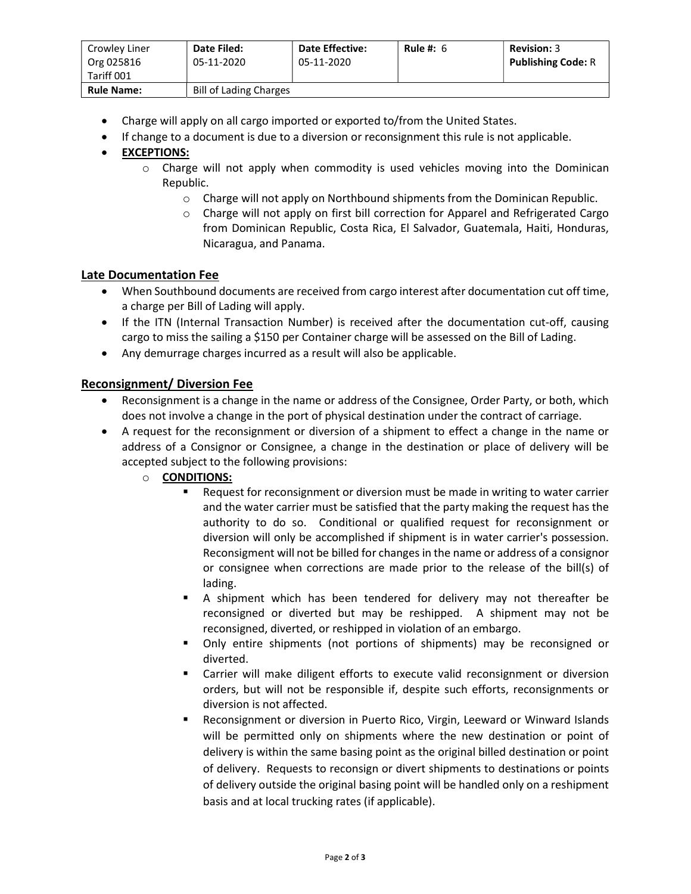| Crowley Liner Org 025816 Tariff 001 | Date Filed: 05-11-2020 | Date Effective: 05-11-2020 | Rule #: 6 | Revision: 3 Publishing Code: R |
|---|---|---|---|---|
| **Rule Name:** | Bill of Lading Charges | | | |

- Charge will apply on all cargo imported or exported to/from the United States.
- If change to a document is due to a diversion or reconsignment this rule is not applicable.
- **EXCEPTIONS:**
  - Charge will not apply when commodity is used vehicles moving into the Dominican Republic.
  - Charge will not apply on Northbound shipments from the Dominican Republic.
  - Charge will not apply on first bill correction for Apparel and Refrigerated Cargo from Dominican Republic, Costa Rica, El Salvador, Guatemala, Haiti, Honduras, Nicaragua, and Panama.

## Late Documentation Fee

- When Southbound documents are received from cargo interest after documentation cut off time, a charge per Bill of Lading will apply.
- If the ITN (Internal Transaction Number) is received after the documentation cut-off, causing cargo to miss the sailing a $150 per Container charge will be assessed on the Bill of Lading.
- Any demurrage charges incurred as a result will also be applicable.

## Reconsignment/ Diversion Fee

- Reconsignment is a change in the name or address of the Consignee, Order Party, or both, which does not involve a change in the port of physical destination under the contract of carriage.
- A request for the reconsignment or diversion of a shipment to effect a change in the name or address of a Consignor or Consignee, a change in the destination or place of delivery will be accepted subject to the following provisions:
  - **CONDITIONS:**
    - Request for reconsignment or diversion must be made in writing to water carrier and the water carrier must be satisfied that the party making the request has the authority to do so. Conditional or qualified request for reconsignment or diversion will only be accomplished if shipment is in water carrier's possession. Reconsigment will not be billed for changes in the name or address of a consignor or consignee when corrections are made prior to the release of the bill(s) of lading.
    - A shipment which has been tendered for delivery may not thereafter be reconsigned or diverted but may be reshipped. A shipment may not be reconsigned, diverted, or reshipped in violation of an embargo.
    - Only entire shipments (not portions of shipments) may be reconsigned or diverted.
    - Carrier will make diligent efforts to execute valid reconsignment or diversion orders, but will not be responsible if, despite such efforts, reconsignments or diversion is not affected.
    - Reconsignment or diversion in Puerto Rico, Virgin, Leeward or Winward Islands will be permitted only on shipments where the new destination or point of delivery is within the same basing point as the original billed destination or point of delivery. Requests to reconsign or divert shipments to destinations or points of delivery outside the original basing point will be handled only on a reshipment basis and at local trucking rates (if applicable).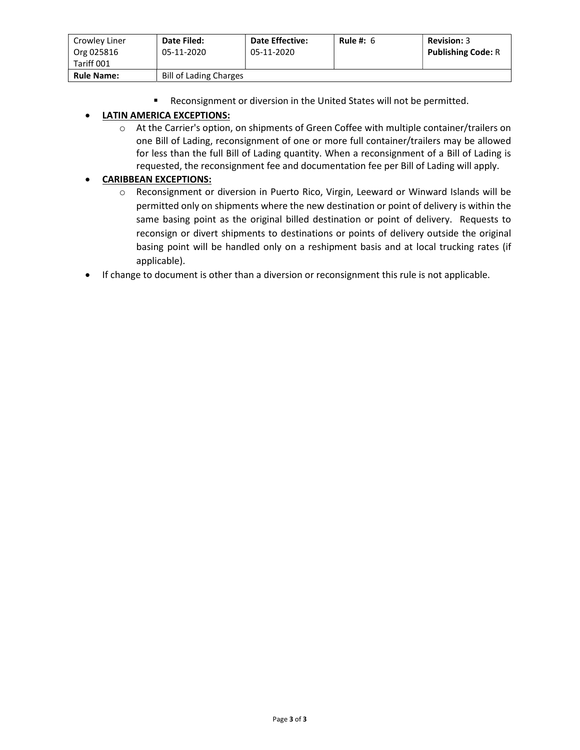- Reconsignment or diversion in the United States will not be permitted.

- **LATIN AMERICA EXCEPTIONS:**
  - At the Carrier's option, on shipments of Green Coffee with multiple container/trailers on one Bill of Lading, reconsignment of one or more full container/trailers may be allowed for less than the full Bill of Lading quantity. When a reconsignment of a Bill of Lading is requested, the reconsignment fee and documentation fee per Bill of Lading will apply.
- **CARIBBEAN EXCEPTIONS:**
  - Reconsignment or diversion in Puerto Rico, Virgin, Leeward or Winward Islands will be permitted only on shipments where the new destination or point of delivery is within the same basing point as the original billed destination or point of delivery. Requests to reconsign or divert shipments to destinations or points of delivery outside the original basing point will be handled only on a reshipment basis and at local trucking rates (if applicable).
- If change to document is other than a diversion or reconsignment this rule is not applicable.